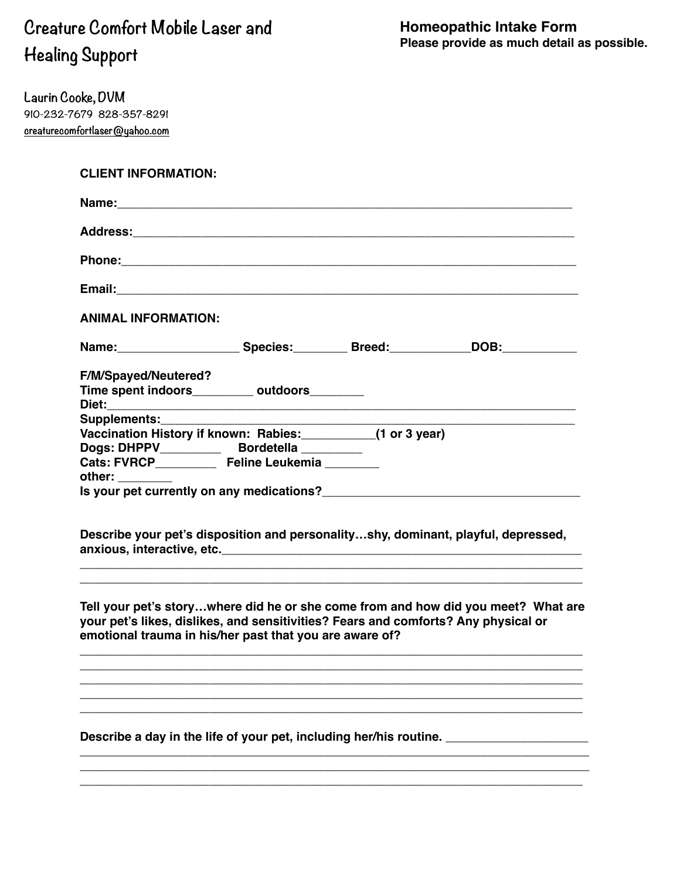# Creature Comfort Mobile Laser and Healing Support

**Homeopathic Intake Form**
**Please provide as much detail as possible.**

Laurin Cooke, DVM
910-232-7679 828-357-8291
creaturecomfortlaser@yahoo.com

**CLIENT INFORMATION:**

**Name:**_______________________________________________________________

**Address:**_____________________________________________________________

**Phone:**_______________________________________________________________

**Email:**________________________________________________________________

**ANIMAL INFORMATION:**

**Name:**__________________ **Species:**________ **Breed:**____________**DOB:**___________

**F/M/Spayed/Neutered?**
**Time spent indoors**_________ **outdoors**________
**Diet:**_________________________________________________________________
**Supplements:**__________________________________________________________
**Vaccination History if known: Rabies:**___________**(1 or 3 year)**
**Dogs: DHPPV**_________ **Bordetella** _________
**Cats: FVRCP**_________ **Feline Leukemia** ________
**other:** ________
**Is your pet currently on any medications?**_______________________________________

**Describe your pet's disposition and personality…shy, dominant, playful, depressed, anxious, interactive, etc.**_________________________________________________________
_____________________________________________________________________________
_____________________________________________________________________________

**Tell your pet's story…where did he or she come from and how did you meet? What are your pet's likes, dislikes, and sensitivities? Fears and comforts? Any physical or emotional trauma in his/her past that you are aware of?**
_____________________________________________________________________________
_____________________________________________________________________________
_____________________________________________________________________________
_____________________________________________________________________________
_____________________________________________________________________________

**Describe a day in the life of your pet, including her/his routine.** _____________________
_____________________________________________________________________________
_____________________________________________________________________________
_____________________________________________________________________________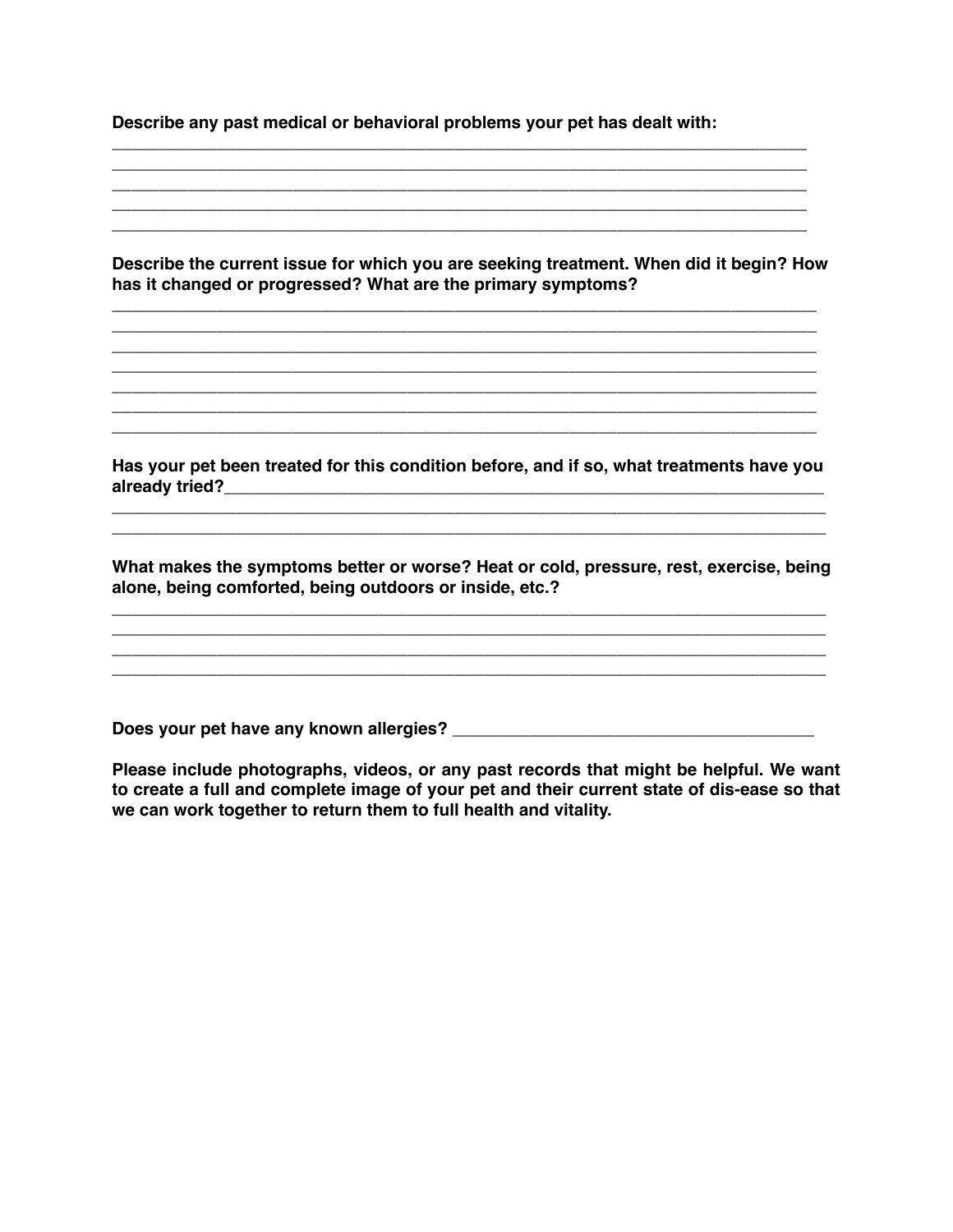**Describe any past medical or behavioral problems your pet has dealt with:**

_______________________________________________________________________________
_______________________________________________________________________________
_______________________________________________________________________________
_______________________________________________________________________________
_______________________________________________________________________________

**Describe the current issue for which you are seeking treatment. When did it begin? How has it changed or progressed? What are the primary symptoms?**

_______________________________________________________________________________
_______________________________________________________________________________
_______________________________________________________________________________
_______________________________________________________________________________
_______________________________________________________________________________
_______________________________________________________________________________
_______________________________________________________________________________

**Has your pet been treated for this condition before, and if so, what treatments have you already tried?**_____________________________________________________________
_______________________________________________________________________________
_______________________________________________________________________________

**What makes the symptoms better or worse? Heat or cold, pressure, rest, exercise, being alone, being comforted, being outdoors or inside, etc.?**

_______________________________________________________________________________
_______________________________________________________________________________
_______________________________________________________________________________
_______________________________________________________________________________

**Does your pet have any known allergies?** ______________________________________

**Please include photographs, videos, or any past records that might be helpful. We want to create a full and complete image of your pet and their current state of dis-ease so that we can work together to return them to full health and vitality.**